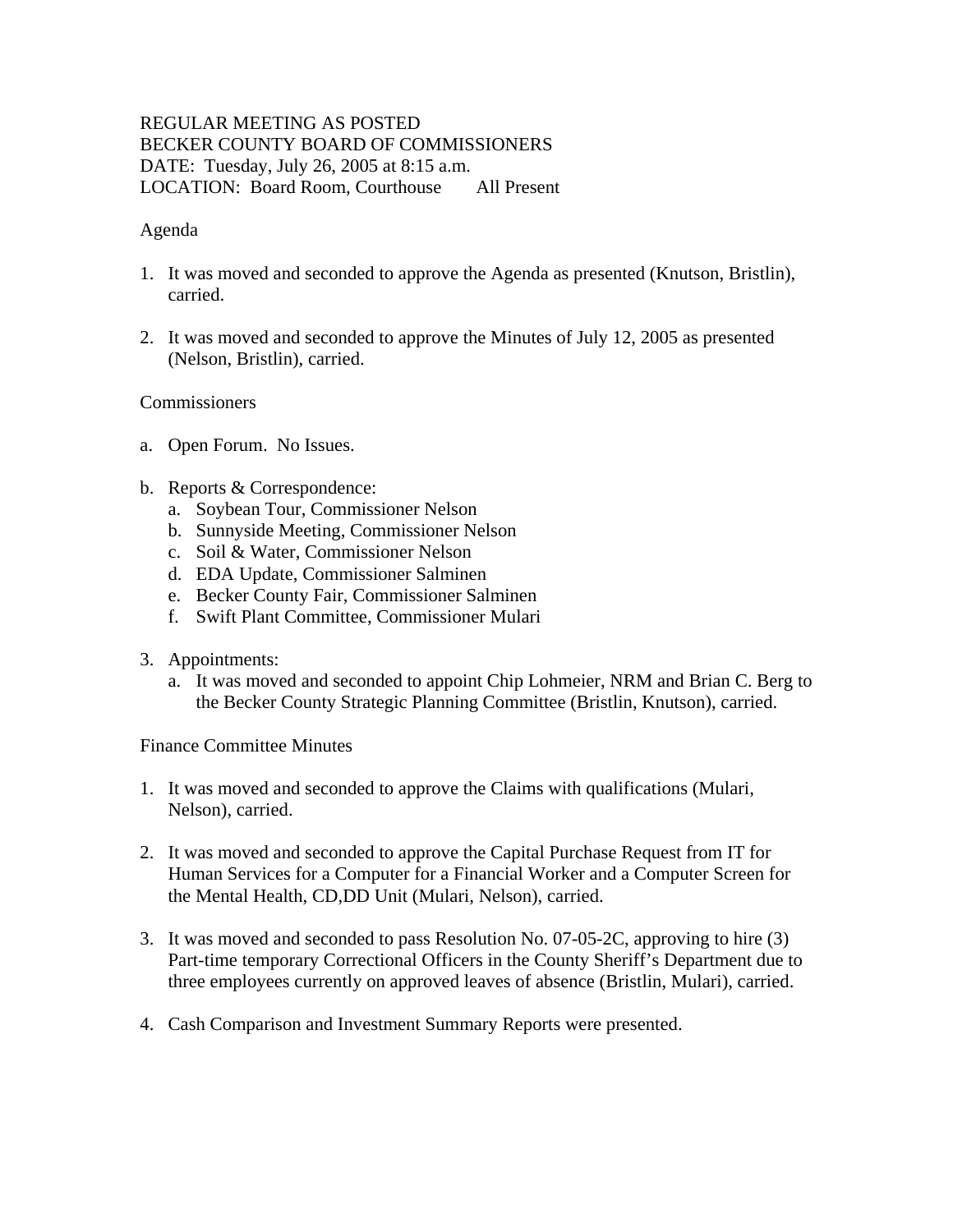REGULAR MEETING AS POSTED
BECKER COUNTY BOARD OF COMMISSIONERS
DATE: Tuesday, July 26, 2005 at 8:15 a.m.
LOCATION: Board Room, Courthouse All Present

Agenda

1. It was moved and seconded to approve the Agenda as presented (Knutson, Bristlin), carried.

2. It was moved and seconded to approve the Minutes of July 12, 2005 as presented (Nelson, Bristlin), carried.

Commissioners

a. Open Forum. No Issues.

b. Reports & Correspondence:
   a. Soybean Tour, Commissioner Nelson
   b. Sunnyside Meeting, Commissioner Nelson
   c. Soil & Water, Commissioner Nelson
   d. EDA Update, Commissioner Salminen
   e. Becker County Fair, Commissioner Salminen
   f. Swift Plant Committee, Commissioner Mulari

3. Appointments:
   a. It was moved and seconded to appoint Chip Lohmeier, NRM and Brian C. Berg to the Becker County Strategic Planning Committee (Bristlin, Knutson), carried.

Finance Committee Minutes

1. It was moved and seconded to approve the Claims with qualifications (Mulari, Nelson), carried.

2. It was moved and seconded to approve the Capital Purchase Request from IT for Human Services for a Computer for a Financial Worker and a Computer Screen for the Mental Health, CD,DD Unit (Mulari, Nelson), carried.

3. It was moved and seconded to pass Resolution No. 07-05-2C, approving to hire (3) Part-time temporary Correctional Officers in the County Sheriff's Department due to three employees currently on approved leaves of absence (Bristlin, Mulari), carried.

4. Cash Comparison and Investment Summary Reports were presented.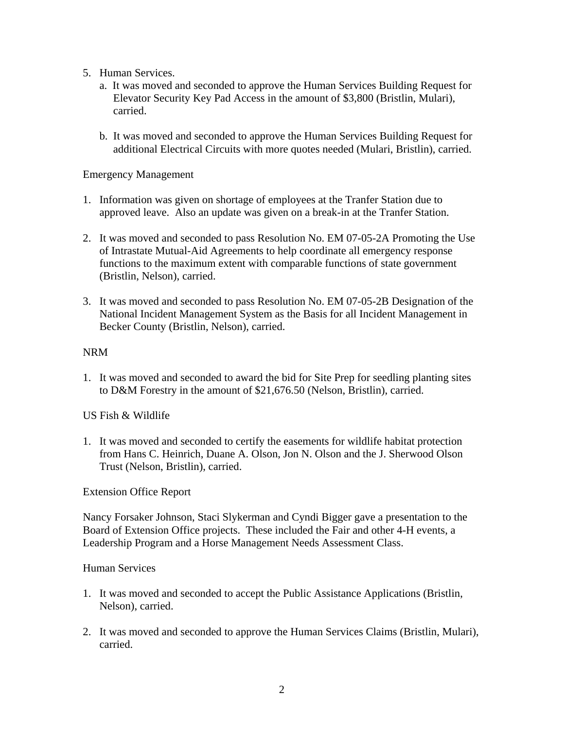5. Human Services.
   a. It was moved and seconded to approve the Human Services Building Request for Elevator Security Key Pad Access in the amount of $3,800 (Bristlin, Mulari), carried.

   b. It was moved and seconded to approve the Human Services Building Request for additional Electrical Circuits with more quotes needed (Mulari, Bristlin), carried.

Emergency Management

1. Information was given on shortage of employees at the Tranfer Station due to approved leave. Also an update was given on a break-in at the Tranfer Station.

2. It was moved and seconded to pass Resolution No. EM 07-05-2A Promoting the Use of Intrastate Mutual-Aid Agreements to help coordinate all emergency response functions to the maximum extent with comparable functions of state government (Bristlin, Nelson), carried.

3. It was moved and seconded to pass Resolution No. EM 07-05-2B Designation of the National Incident Management System as the Basis for all Incident Management in Becker County (Bristlin, Nelson), carried.

NRM

1. It was moved and seconded to award the bid for Site Prep for seedling planting sites to D&M Forestry in the amount of $21,676.50 (Nelson, Bristlin), carried.

US Fish & Wildlife

1. It was moved and seconded to certify the easements for wildlife habitat protection from Hans C. Heinrich, Duane A. Olson, Jon N. Olson and the J. Sherwood Olson Trust (Nelson, Bristlin), carried.

Extension Office Report

Nancy Forsaker Johnson, Staci Slykerman and Cyndi Bigger gave a presentation to the Board of Extension Office projects. These included the Fair and other 4-H events, a Leadership Program and a Horse Management Needs Assessment Class.

Human Services

1. It was moved and seconded to accept the Public Assistance Applications (Bristlin, Nelson), carried.

2. It was moved and seconded to approve the Human Services Claims (Bristlin, Mulari), carried.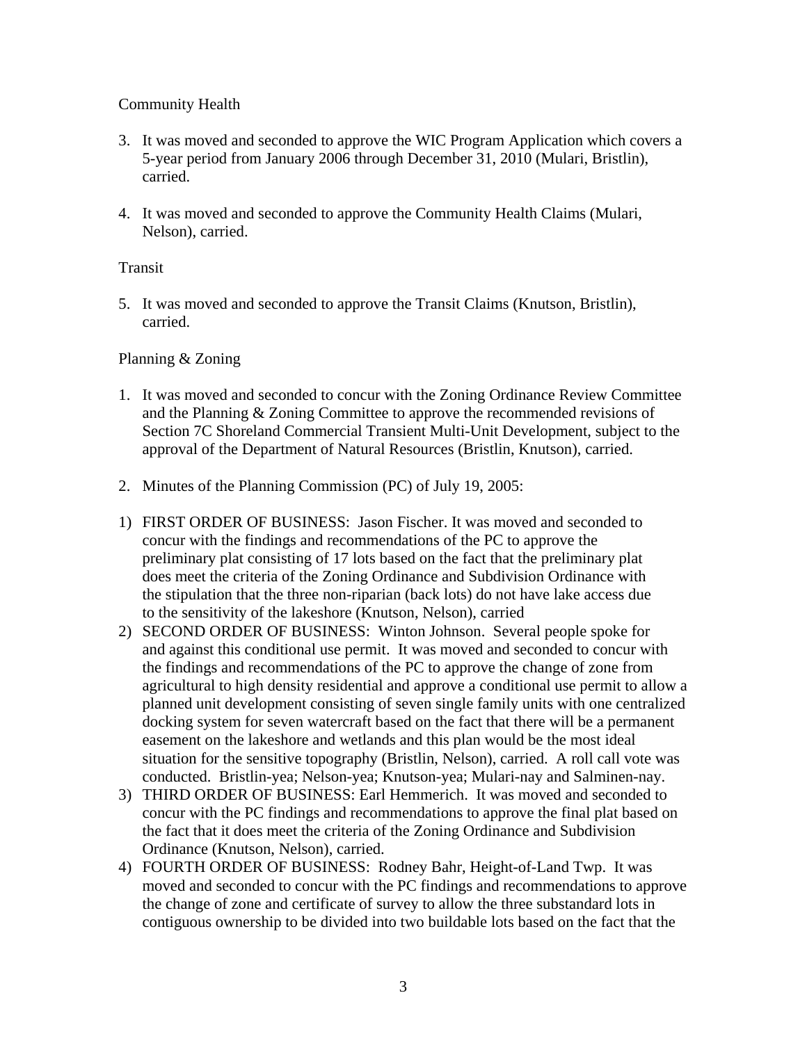Community Health

3. It was moved and seconded to approve the WIC Program Application which covers a 5-year period from January 2006 through December 31, 2010 (Mulari, Bristlin), carried.

4. It was moved and seconded to approve the Community Health Claims (Mulari, Nelson), carried.

Transit

5. It was moved and seconded to approve the Transit Claims (Knutson, Bristlin), carried.

Planning & Zoning

1. It was moved and seconded to concur with the Zoning Ordinance Review Committee and the Planning & Zoning Committee to approve the recommended revisions of Section 7C Shoreland Commercial Transient Multi-Unit Development, subject to the approval of the Department of Natural Resources (Bristlin, Knutson), carried.

2. Minutes of the Planning Commission (PC) of July 19, 2005:

1) FIRST ORDER OF BUSINESS: Jason Fischer. It was moved and seconded to concur with the findings and recommendations of the PC to approve the preliminary plat consisting of 17 lots based on the fact that the preliminary plat does meet the criteria of the Zoning Ordinance and Subdivision Ordinance with the stipulation that the three non-riparian (back lots) do not have lake access due to the sensitivity of the lakeshore (Knutson, Nelson), carried
2) SECOND ORDER OF BUSINESS: Winton Johnson. Several people spoke for and against this conditional use permit. It was moved and seconded to concur with the findings and recommendations of the PC to approve the change of zone from agricultural to high density residential and approve a conditional use permit to allow a planned unit development consisting of seven single family units with one centralized docking system for seven watercraft based on the fact that there will be a permanent easement on the lakeshore and wetlands and this plan would be the most ideal situation for the sensitive topography (Bristlin, Nelson), carried. A roll call vote was conducted. Bristlin-yea; Nelson-yea; Knutson-yea; Mulari-nay and Salminen-nay.
3) THIRD ORDER OF BUSINESS: Earl Hemmerich. It was moved and seconded to concur with the PC findings and recommendations to approve the final plat based on the fact that it does meet the criteria of the Zoning Ordinance and Subdivision Ordinance (Knutson, Nelson), carried.
4) FOURTH ORDER OF BUSINESS: Rodney Bahr, Height-of-Land Twp. It was moved and seconded to concur with the PC findings and recommendations to approve the change of zone and certificate of survey to allow the three substandard lots in contiguous ownership to be divided into two buildable lots based on the fact that the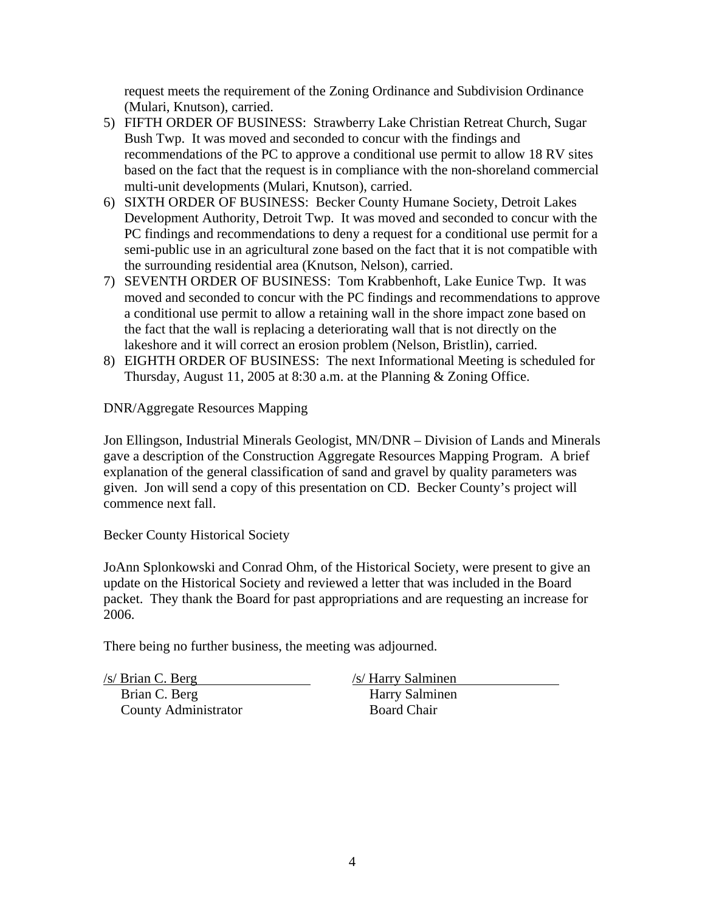request meets the requirement of the Zoning Ordinance and Subdivision Ordinance (Mulari, Knutson), carried.

5) FIFTH ORDER OF BUSINESS: Strawberry Lake Christian Retreat Church, Sugar Bush Twp. It was moved and seconded to concur with the findings and recommendations of the PC to approve a conditional use permit to allow 18 RV sites based on the fact that the request is in compliance with the non-shoreland commercial multi-unit developments (Mulari, Knutson), carried.
6) SIXTH ORDER OF BUSINESS: Becker County Humane Society, Detroit Lakes Development Authority, Detroit Twp. It was moved and seconded to concur with the PC findings and recommendations to deny a request for a conditional use permit for a semi-public use in an agricultural zone based on the fact that it is not compatible with the surrounding residential area (Knutson, Nelson), carried.
7) SEVENTH ORDER OF BUSINESS: Tom Krabbenhoft, Lake Eunice Twp. It was moved and seconded to concur with the PC findings and recommendations to approve a conditional use permit to allow a retaining wall in the shore impact zone based on the fact that the wall is replacing a deteriorating wall that is not directly on the lakeshore and it will correct an erosion problem (Nelson, Bristlin), carried.
8) EIGHTH ORDER OF BUSINESS: The next Informational Meeting is scheduled for Thursday, August 11, 2005 at 8:30 a.m. at the Planning & Zoning Office.

DNR/Aggregate Resources Mapping

Jon Ellingson, Industrial Minerals Geologist, MN/DNR – Division of Lands and Minerals gave a description of the Construction Aggregate Resources Mapping Program. A brief explanation of the general classification of sand and gravel by quality parameters was given. Jon will send a copy of this presentation on CD. Becker County's project will commence next fall.

Becker County Historical Society

JoAnn Splonkowski and Conrad Ohm, of the Historical Society, were present to give an update on the Historical Society and reviewed a letter that was included in the Board packet. They thank the Board for past appropriations and are requesting an increase for 2006.

There being no further business, the meeting was adjourned.

/s/ Brian C. Berg
Brian C. Berg
County Administrator

/s/ Harry Salminen
Harry Salminen
Board Chair